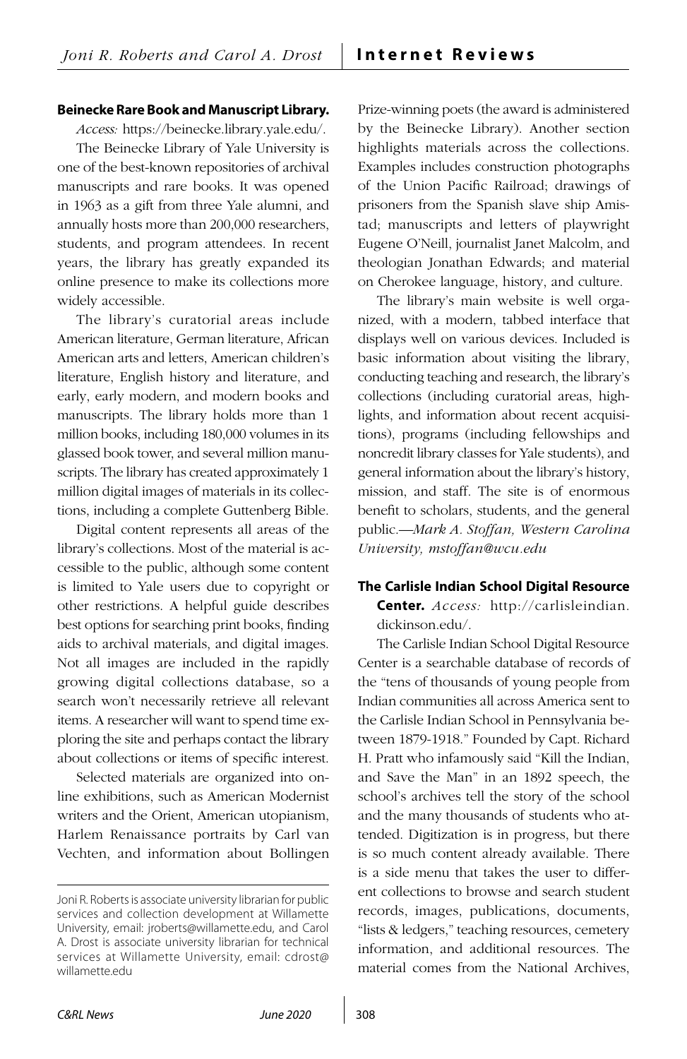**Beinecke Rare Book and Manuscript Library.**

*Access:* https://beinecke.library.yale.edu/.

The Beinecke Library of Yale University is one of the best-known repositories of archival manuscripts and rare books. It was opened in 1963 as a gift from three Yale alumni, and annually hosts more than 200,000 researchers, students, and program attendees. In recent years, the library has greatly expanded its online presence to make its collections more widely accessible.

The library's curatorial areas include American literature, German literature, African American arts and letters, American children's literature, English history and literature, and early, early modern, and modern books and manuscripts. The library holds more than 1 million books, including 180,000 volumes in its glassed book tower, and several million manuscripts. The library has created approximately 1 million digital images of materials in its collections, including a complete Guttenberg Bible.

Digital content represents all areas of the library's collections. Most of the material is accessible to the public, although some content is limited to Yale users due to copyright or other restrictions. A helpful guide describes best options for searching print books, finding aids to archival materials, and digital images. Not all images are included in the rapidly growing digital collections database, so a search won't necessarily retrieve all relevant items. A researcher will want to spend time exploring the site and perhaps contact the library about collections or items of specific interest.

Selected materials are organized into online exhibitions, such as American Modernist writers and the Orient, American utopianism, Harlem Renaissance portraits by Carl van Vechten, and information about Bollingen Prize-winning poets (the award is administered by the Beinecke Library). Another section highlights materials across the collections. Examples includes construction photographs of the Union Pacific Railroad; drawings of prisoners from the Spanish slave ship Amistad; manuscripts and letters of playwright Eugene O'Neill, journalist Janet Malcolm, and theologian Jonathan Edwards; and material on Cherokee language, history, and culture.

The library's main website is well organized, with a modern, tabbed interface that displays well on various devices. Included is basic information about visiting the library, conducting teaching and research, the library's collections (including curatorial areas, highlights, and information about recent acquisitions), programs (including fellowships and noncredit library classes for Yale students), and general information about the library's history, mission, and staff. The site is of enormous benefit to scholars, students, and the general public.—*Mark A. Stoffan, Western Carolina University, mstoffan@wcu.edu*

**The Carlisle Indian School Digital Resource Center.** *Access:* http://carlisleindian.dickinson.edu/.

The Carlisle Indian School Digital Resource Center is a searchable database of records of the "tens of thousands of young people from Indian communities all across America sent to the Carlisle Indian School in Pennsylvania between 1879-1918." Founded by Capt. Richard H. Pratt who infamously said "Kill the Indian, and Save the Man" in an 1892 speech, the school's archives tell the story of the school and the many thousands of students who attended. Digitization is in progress, but there is so much content already available. There is a side menu that takes the user to different collections to browse and search student records, images, publications, documents, "lists & ledgers," teaching resources, cemetery information, and additional resources. The material comes from the National Archives,

Joni R. Roberts is associate university librarian for public services and collection development at Willamette University, email: jroberts@willamette.edu, and Carol A. Drost is associate university librarian for technical services at Willamette University, email: cdrost@willamette.edu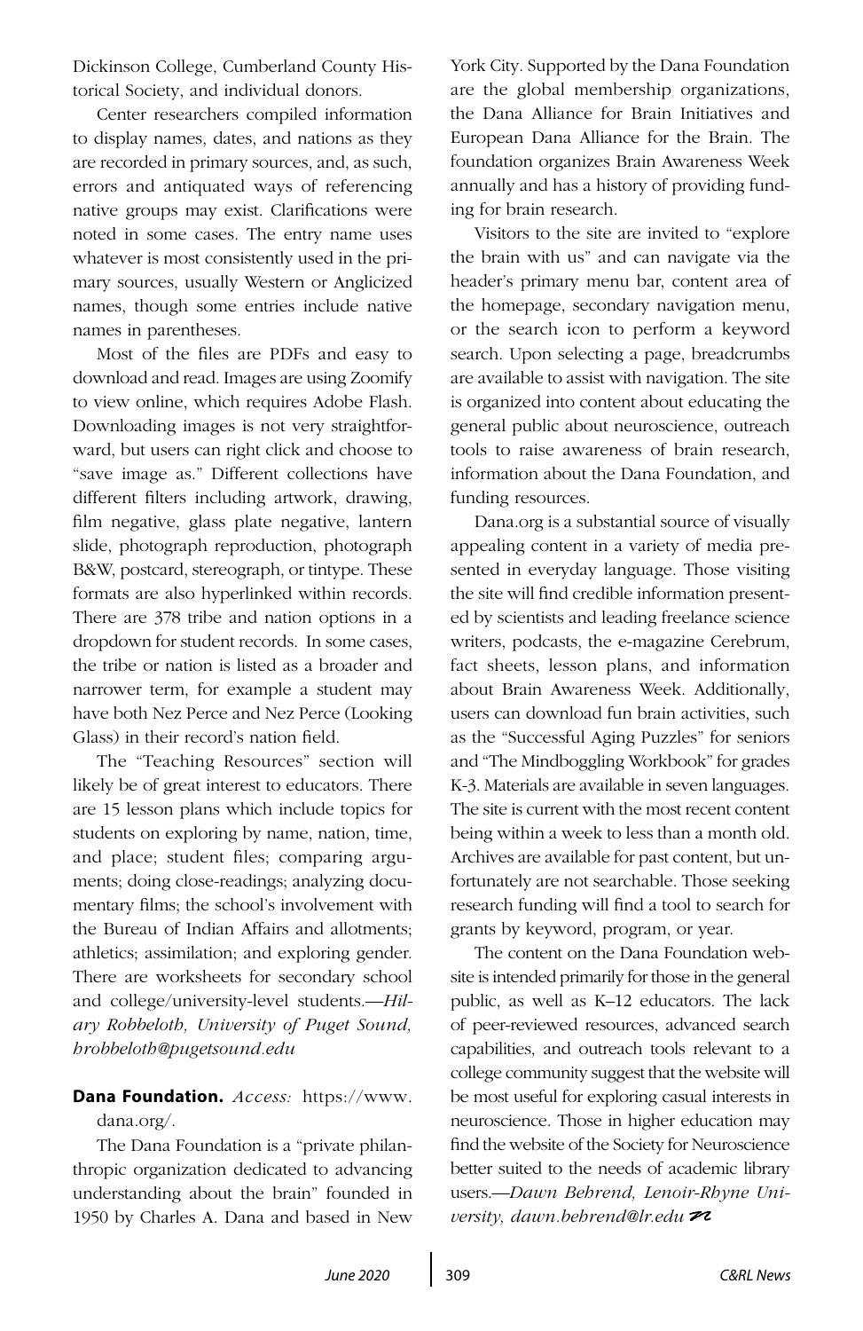Dickinson College, Cumberland County Historical Society, and individual donors.

Center researchers compiled information to display names, dates, and nations as they are recorded in primary sources, and, as such, errors and antiquated ways of referencing native groups may exist. Clarifications were noted in some cases. The entry name uses whatever is most consistently used in the primary sources, usually Western or Anglicized names, though some entries include native names in parentheses.

Most of the files are PDFs and easy to download and read. Images are using Zoomify to view online, which requires Adobe Flash. Downloading images is not very straightforward, but users can right click and choose to "save image as." Different collections have different filters including artwork, drawing, film negative, glass plate negative, lantern slide, photograph reproduction, photograph B&W, postcard, stereograph, or tintype. These formats are also hyperlinked within records. There are 378 tribe and nation options in a dropdown for student records. In some cases, the tribe or nation is listed as a broader and narrower term, for example a student may have both Nez Perce and Nez Perce (Looking Glass) in their record's nation field.

The "Teaching Resources" section will likely be of great interest to educators. There are 15 lesson plans which include topics for students on exploring by name, nation, time, and place; student files; comparing arguments; doing close-readings; analyzing documentary films; the school's involvement with the Bureau of Indian Affairs and allotments; athletics; assimilation; and exploring gender. There are worksheets for secondary school and college/university-level students.—*Hilary Robbeloth, University of Puget Sound, hrobbeloth@pugetsound.edu*

**Dana Foundation.** *Access:* https://www.dana.org/.

The Dana Foundation is a "private philanthropic organization dedicated to advancing understanding about the brain" founded in 1950 by Charles A. Dana and based in New York City. Supported by the Dana Foundation are the global membership organizations, the Dana Alliance for Brain Initiatives and European Dana Alliance for the Brain. The foundation organizes Brain Awareness Week annually and has a history of providing funding for brain research.

Visitors to the site are invited to "explore the brain with us" and can navigate via the header's primary menu bar, content area of the homepage, secondary navigation menu, or the search icon to perform a keyword search. Upon selecting a page, breadcrumbs are available to assist with navigation. The site is organized into content about educating the general public about neuroscience, outreach tools to raise awareness of brain research, information about the Dana Foundation, and funding resources.

Dana.org is a substantial source of visually appealing content in a variety of media presented in everyday language. Those visiting the site will find credible information presented by scientists and leading freelance science writers, podcasts, the e-magazine Cerebrum, fact sheets, lesson plans, and information about Brain Awareness Week. Additionally, users can download fun brain activities, such as the "Successful Aging Puzzles" for seniors and "The Mindboggling Workbook" for grades K-3. Materials are available in seven languages. The site is current with the most recent content being within a week to less than a month old. Archives are available for past content, but unfortunately are not searchable. Those seeking research funding will find a tool to search for grants by keyword, program, or year.

The content on the Dana Foundation website is intended primarily for those in the general public, as well as K–12 educators. The lack of peer-reviewed resources, advanced search capabilities, and outreach tools relevant to a college community suggest that the website will be most useful for exploring casual interests in neuroscience. Those in higher education may find the website of the Society for Neuroscience better suited to the needs of academic library users.—*Dawn Behrend, Lenoir-Rhyne University, dawn.behrend@lr.edu*